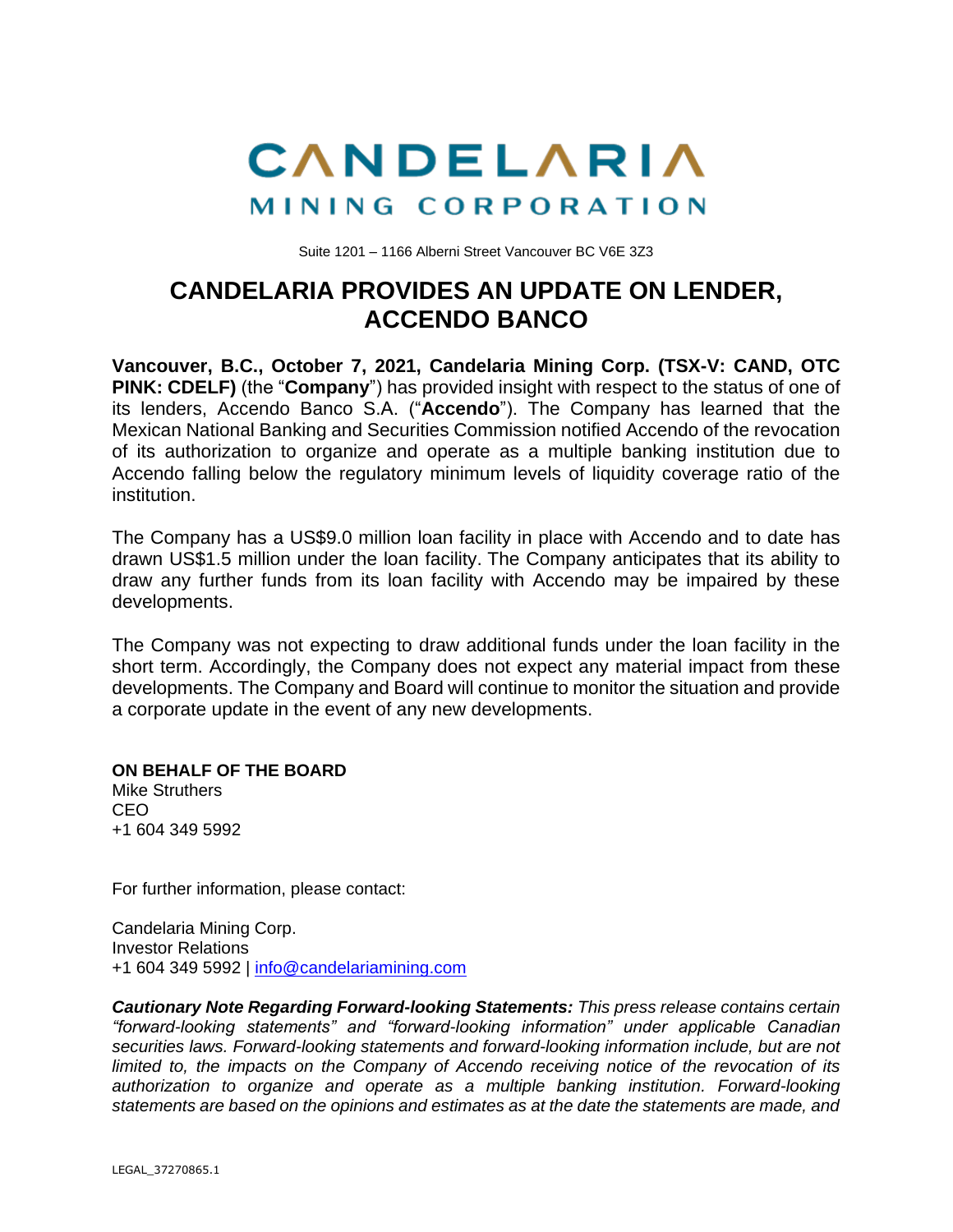# CANDELARIA

MINING CORPORATION

Suite 1201 – 1166 Alberni Street Vancouver BC V6E 3Z3

## CANDELARIA PROVIDES AN UPDATE ON LENDER, ACCENDO BANCO

**Vancouver, B.C., October 7, 2021, Candelaria Mining Corp. (TSX-V: CAND, OTC PINK: CDELF)** (the "**Company**") has provided insight with respect to the status of one of its lenders, Accendo Banco S.A. ("**Accendo**"). The Company has learned that the Mexican National Banking and Securities Commission notified Accendo of the revocation of its authorization to organize and operate as a multiple banking institution due to Accendo falling below the regulatory minimum levels of liquidity coverage ratio of the institution.

The Company has a US$9.0 million loan facility in place with Accendo and to date has drawn US$1.5 million under the loan facility. The Company anticipates that its ability to draw any further funds from its loan facility with Accendo may be impaired by these developments.

The Company was not expecting to draw additional funds under the loan facility in the short term. Accordingly, the Company does not expect any material impact from these developments. The Company and Board will continue to monitor the situation and provide a corporate update in the event of any new developments.

**ON BEHALF OF THE BOARD**
Mike Struthers
CEO
+1 604 349 5992

For further information, please contact:

Candelaria Mining Corp.
Investor Relations
+1 604 349 5992 | info@candelariamining.com

***Cautionary Note Regarding Forward-looking Statements:*** *This press release contains certain "forward-looking statements" and "forward-looking information" under applicable Canadian securities laws. Forward-looking statements and forward-looking information include, but are not limited to, the impacts on the Company of Accendo receiving notice of the revocation of its authorization to organize and operate as a multiple banking institution. Forward-looking statements are based on the opinions and estimates as at the date the statements are made, and*

LEGAL_37270865.1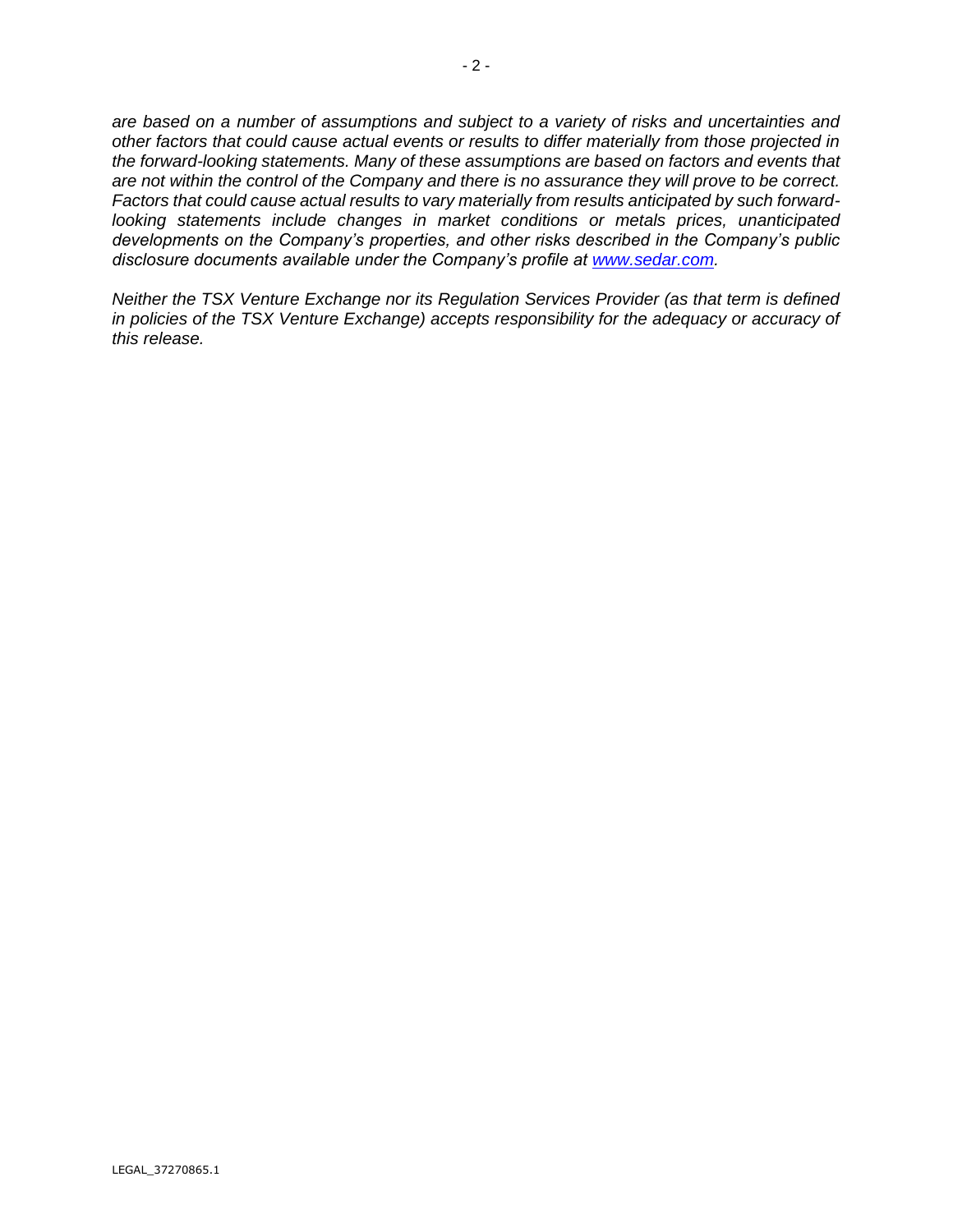*are based on a number of assumptions and subject to a variety of risks and uncertainties and other factors that could cause actual events or results to differ materially from those projected in the forward-looking statements. Many of these assumptions are based on factors and events that are not within the control of the Company and there is no assurance they will prove to be correct. Factors that could cause actual results to vary materially from results anticipated by such forward-looking statements include changes in market conditions or metals prices, unanticipated developments on the Company's properties, and other risks described in the Company's public disclosure documents available under the Company's profile at [www.sedar.com](http://www.sedar.com).*

*Neither the TSX Venture Exchange nor its Regulation Services Provider (as that term is defined in policies of the TSX Venture Exchange) accepts responsibility for the adequacy or accuracy of this release.*